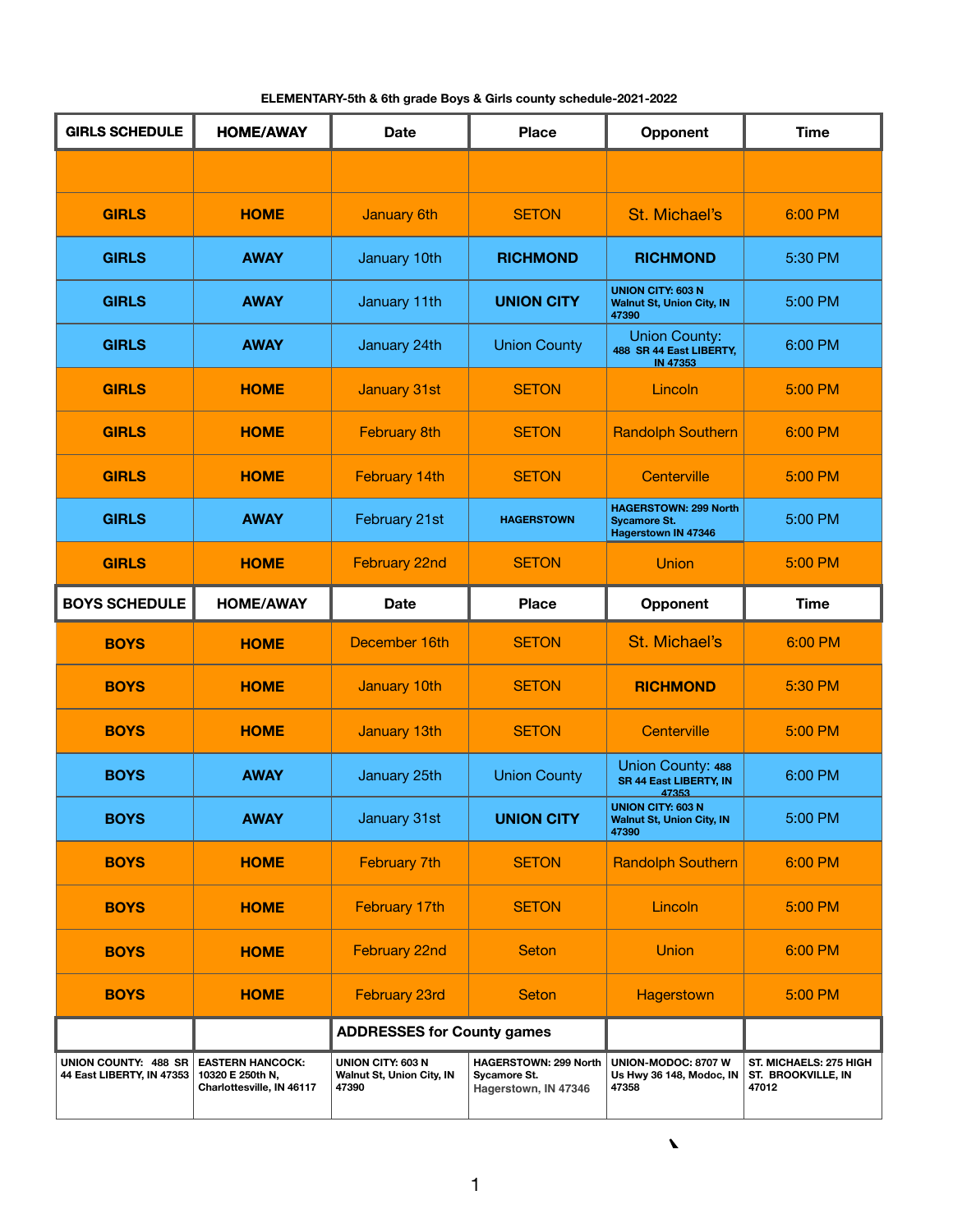**ELEMENTARY-5th & 6th grade Boys & Girls county schedule-2021-2022**

| GIRLS SCHEDULE | HOME/AWAY | Date | Place | Opponent | Time |
|---|---|---|---|---|---|
| | | | | | |
| GIRLS | HOME | January 6th | SETON | St. Michael's | 6:00 PM |
| GIRLS | AWAY | January 10th | RICHMOND | RICHMOND | 5:30 PM |
| GIRLS | AWAY | January 11th | UNION CITY | UNION CITY: 603 N Walnut St, Union City, IN 47390 | 5:00 PM |
| GIRLS | AWAY | January 24th | Union County | Union County: 488 SR 44 East LIBERTY, IN 47353 | 6:00 PM |
| GIRLS | HOME | January 31st | SETON | Lincoln | 5:00 PM |
| GIRLS | HOME | February 8th | SETON | Randolph Southern | 6:00 PM |
| GIRLS | HOME | February 14th | SETON | Centerville | 5:00 PM |
| GIRLS | AWAY | February 21st | HAGERSTOWN | HAGERSTOWN: 299 North Sycamore St. Hagerstown IN 47346 | 5:00 PM |
| GIRLS | HOME | February 22nd | SETON | Union | 5:00 PM |
| **BOYS SCHEDULE** | **HOME/AWAY** | **Date** | **Place** | **Opponent** | **Time** |
| BOYS | HOME | December 16th | SETON | St. Michael's | 6:00 PM |
| BOYS | HOME | January 10th | SETON | RICHMOND | 5:30 PM |
| BOYS | HOME | January 13th | SETON | Centerville | 5:00 PM |
| BOYS | AWAY | January 25th | Union County | Union County: 488 SR 44 East LIBERTY, IN 47353 | 6:00 PM |
| BOYS | AWAY | January 31st | UNION CITY | UNION CITY: 603 N Walnut St, Union City, IN 47390 | 5:00 PM |
| BOYS | HOME | February 7th | SETON | Randolph Southern | 6:00 PM |
| BOYS | HOME | February 17th | SETON | Lincoln | 5:00 PM |
| BOYS | HOME | February 22nd | Seton | Union | 6:00 PM |
| BOYS | HOME | February 23rd | Seton | Hagerstown | 5:00 PM |
| | | **ADDRESSES for County games** | | | |
| UNION COUNTY: 488 SR 44 East LIBERTY, IN 47353 | EASTERN HANCOCK: 10320 E 250th N, Charlottesville, IN 46117 | UNION CITY: 603 N Walnut St, Union City, IN 47390 | HAGERSTOWN: 299 North Sycamore St. Hagerstown, IN 47346 | UNION-MODOC: 8707 W Us Hwy 36 148, Modoc, IN 47358 | ST. MICHAELS: 275 HIGH ST. BROOKVILLE, IN 47012 |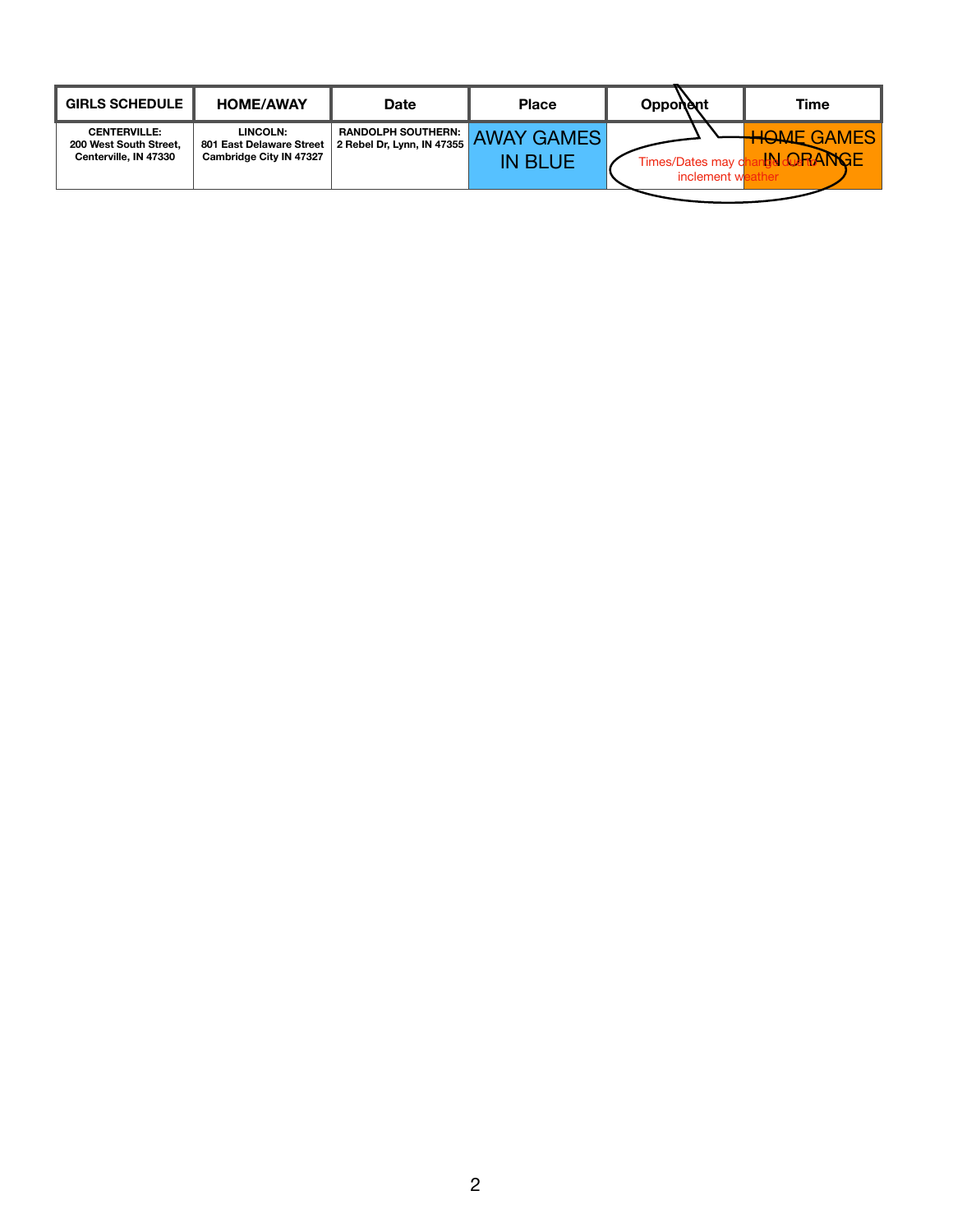| GIRLS SCHEDULE | HOME/AWAY | Date | Place | Opponent | Time |
| --- | --- | --- | --- | --- | --- |
| **CENTERVILLE:** 200 West South Street, Centerville, IN 47330 | **LINCOLN:** 801 East Delaware Street Cambridge City IN 47327 | **RANDOLPH SOUTHERN:** 2 Rebel Dr, Lynn, IN 47355 | AWAY GAMES IN BLUE | Times/Dates may change due to inclement weather | HOME GAMES IN ORANGE |